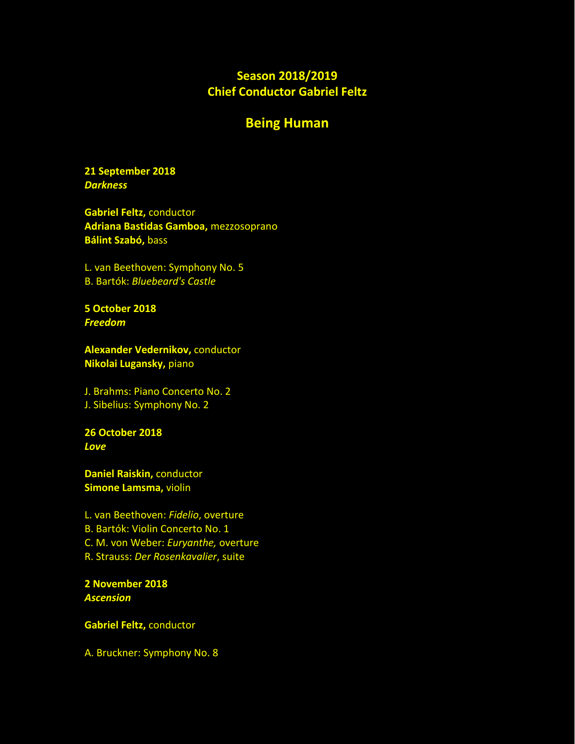**Season 2018/2019**
**Chief Conductor Gabriel Feltz**

# Being Human

**21 September 2018**
***Darkness***

**Gabriel Feltz,** conductor
**Adriana Bastidas Gamboa,** mezzosoprano
**Bálint Szabó,** bass

L. van Beethoven: Symphony No. 5
B. Bartók: *Bluebeard's Castle*

**5 October 2018**
***Freedom***

**Alexander Vedernikov,** conductor
**Nikolai Lugansky,** piano

J. Brahms: Piano Concerto No. 2
J. Sibelius: Symphony No. 2

**26 October 2018**
***Love***

**Daniel Raiskin,** conductor
**Simone Lamsma,** violin

L. van Beethoven: *Fidelio,* overture
B. Bartók: Violin Concerto No. 1
C. M. von Weber: *Euryanthe,* overture
R. Strauss: *Der Rosenkavalier*, suite

**2 November 2018**
***Ascension***

**Gabriel Feltz,** conductor

A. Bruckner: Symphony No. 8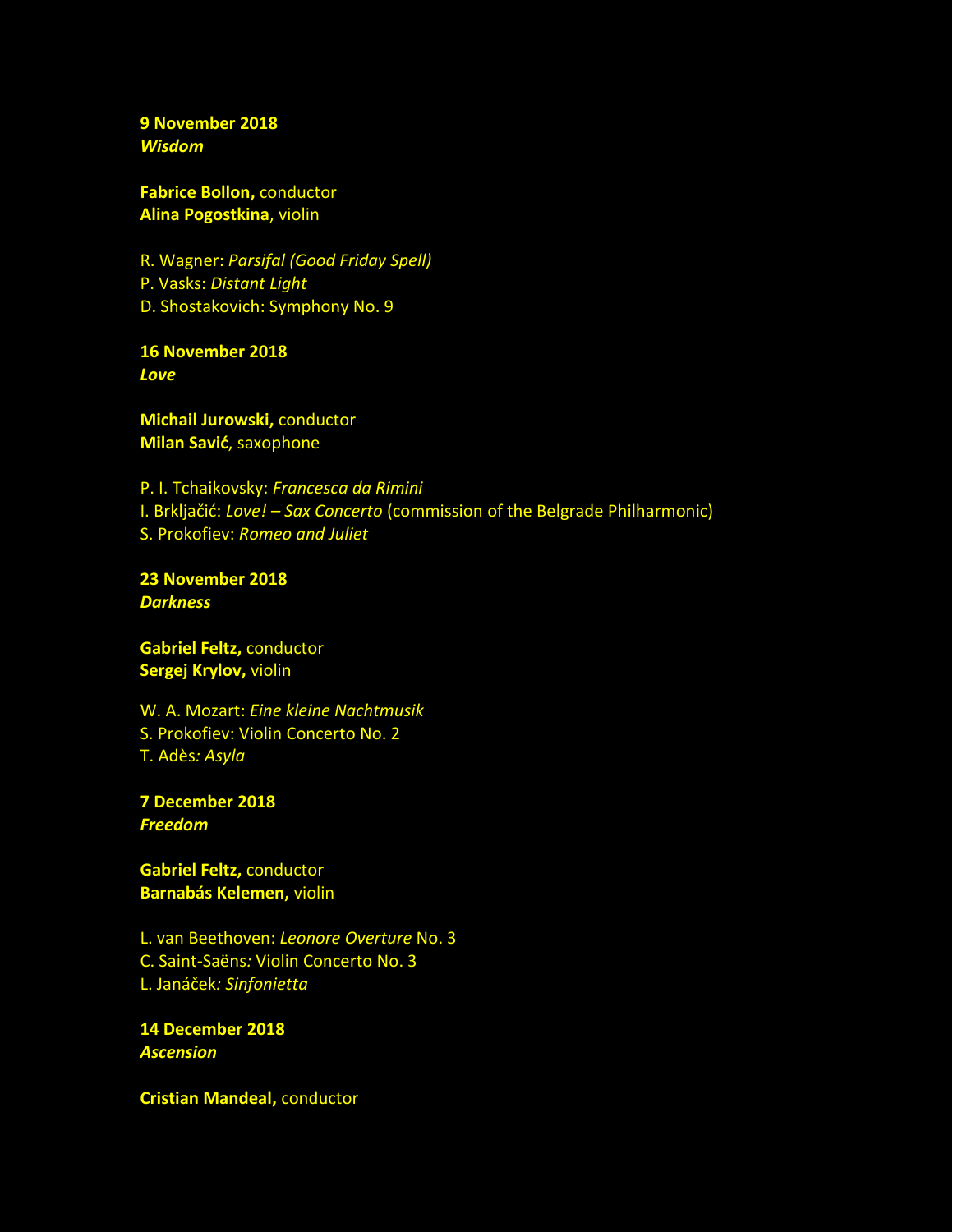**9 November 2018**
***Wisdom***

**Fabrice Bollon,** conductor
**Alina Pogostkina**, violin

R. Wagner: *Parsifal (Good Friday Spell)*
P. Vasks: *Distant Light*
D. Shostakovich: Symphony No. 9

**16 November 2018**
***Love***

**Michail Jurowski,** conductor
**Milan Savić**, saxophone

P. I. Tchaikovsky: *Francesca da Rimini*
I. Brkljačić: *Love! – Sax Concerto* (commission of the Belgrade Philharmonic)
S. Prokofiev: *Romeo and Juliet*

**23 November 2018**
***Darkness***

**Gabriel Feltz,** conductor
**Sergej Krylov,** violin

W. A. Mozart: *Eine kleine Nachtmusik*
S. Prokofiev: Violin Concerto No. 2
T. Adès*: Asyla*

**7 December 2018**
***Freedom***

**Gabriel Feltz,** conductor
**Barnabás Kelemen,** violin

L. van Beethoven: *Leonore Overture* No. 3
C. Saint-Saëns*:* Violin Concerto No. 3
L. Janáček*: Sinfonietta*

**14 December 2018**
***Ascension***

**Cristian Mandeal,** conductor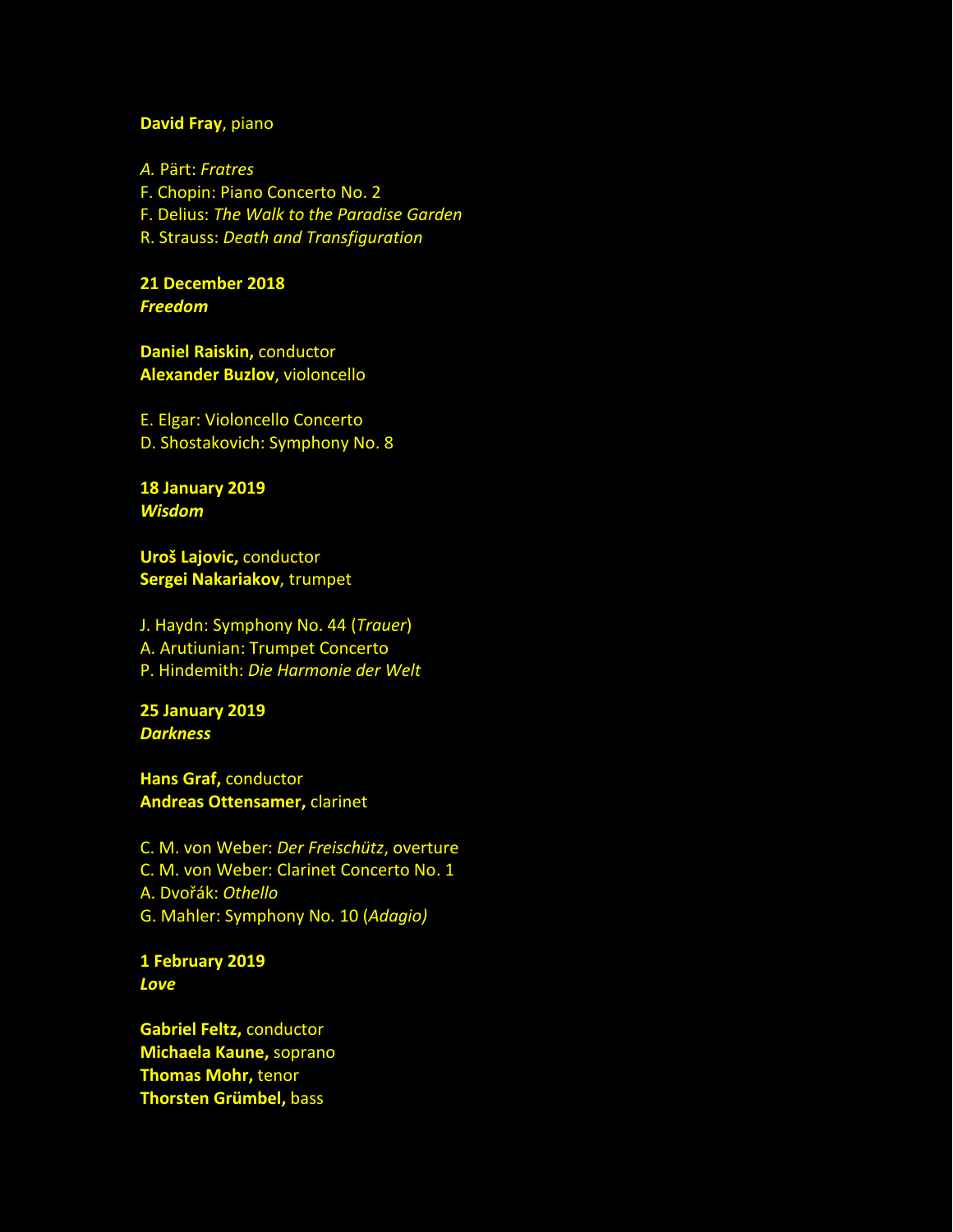**David Fray**, piano

*A.* Pärt: *Fratres*
F. Chopin: Piano Concerto No. 2
F. Delius: *The Walk to the Paradise Garden*
R. Strauss: *Death and Transfiguration*

**21 December 2018**
***Freedom***

**Daniel Raiskin,** conductor
**Alexander Buzlov**, violoncello

E. Elgar: Violoncello Concerto
D. Shostakovich: Symphony No. 8

**18 January 2019**
***Wisdom***

**Uroš Lajovic,** conductor
**Sergei Nakariakov**, trumpet

J. Haydn: Symphony No. 44 (*Trauer*)
A. Arutiunian: Trumpet Concerto
P. Hindemith: *Die Harmonie der Welt*

**25 January 2019**
***Darkness***

**Hans Graf,** conductor
**Andreas Ottensamer,** clarinet

C. M. von Weber: *Der Freischütz*, overture
C. M. von Weber: Clarinet Concerto No. 1
A. Dvořák: *Othello*
G. Mahler: Symphony No. 10 (*Adagio)*

**1 February 2019**
***Love***

**Gabriel Feltz,** conductor
**Michaela Kaune,** soprano
**Thomas Mohr,** tenor
**Thorsten Grümbel,** bass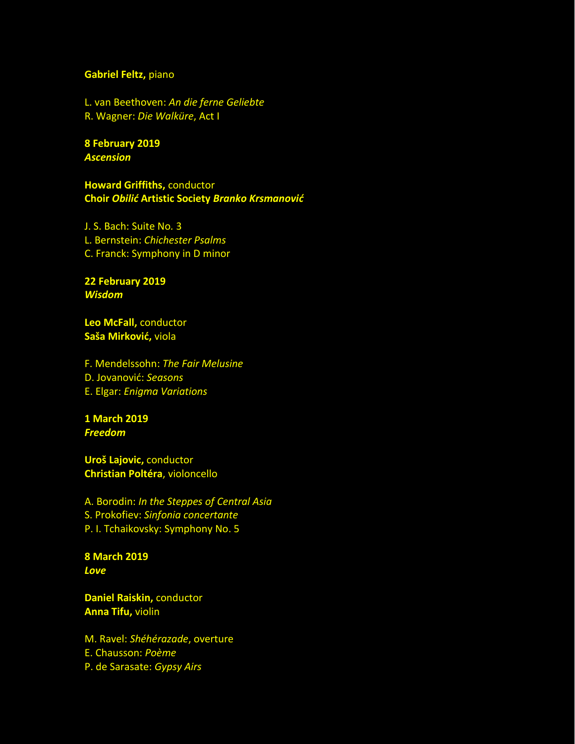**Gabriel Feltz,** piano

L. van Beethoven: *An die ferne Geliebte*
R. Wagner: *Die Walküre*, Act I

**8 February 2019**
***Ascension***

**Howard Griffiths,** conductor
**Choir *Obilić* Artistic Society *Branko Krsmanović***

J. S. Bach: Suite No. 3
L. Bernstein: *Chichester Psalms*
C. Franck: Symphony in D minor

**22 February 2019**
***Wisdom***

**Leo McFall,** conductor
**Saša Mirković,** viola

F. Mendelssohn: *The Fair Melusine*
D. Jovanović: *Seasons*
E. Elgar: *Enigma Variations*

**1 March 2019**
***Freedom***

**Uroš Lajovic,** conductor
**Christian Poltéra**, violoncello

A. Borodin: *In the Steppes of Central Asia*
S. Prokofiev: *Sinfonia concertante*
P. I. Tchaikovsky: Symphony No. 5

**8 March 2019**
***Love***

**Daniel Raiskin,** conductor
**Anna Tifu,** violin

M. Ravel: *Shéhérazade*, overture
E. Chausson: *Poème*
P. de Sarasate: *Gypsy Airs*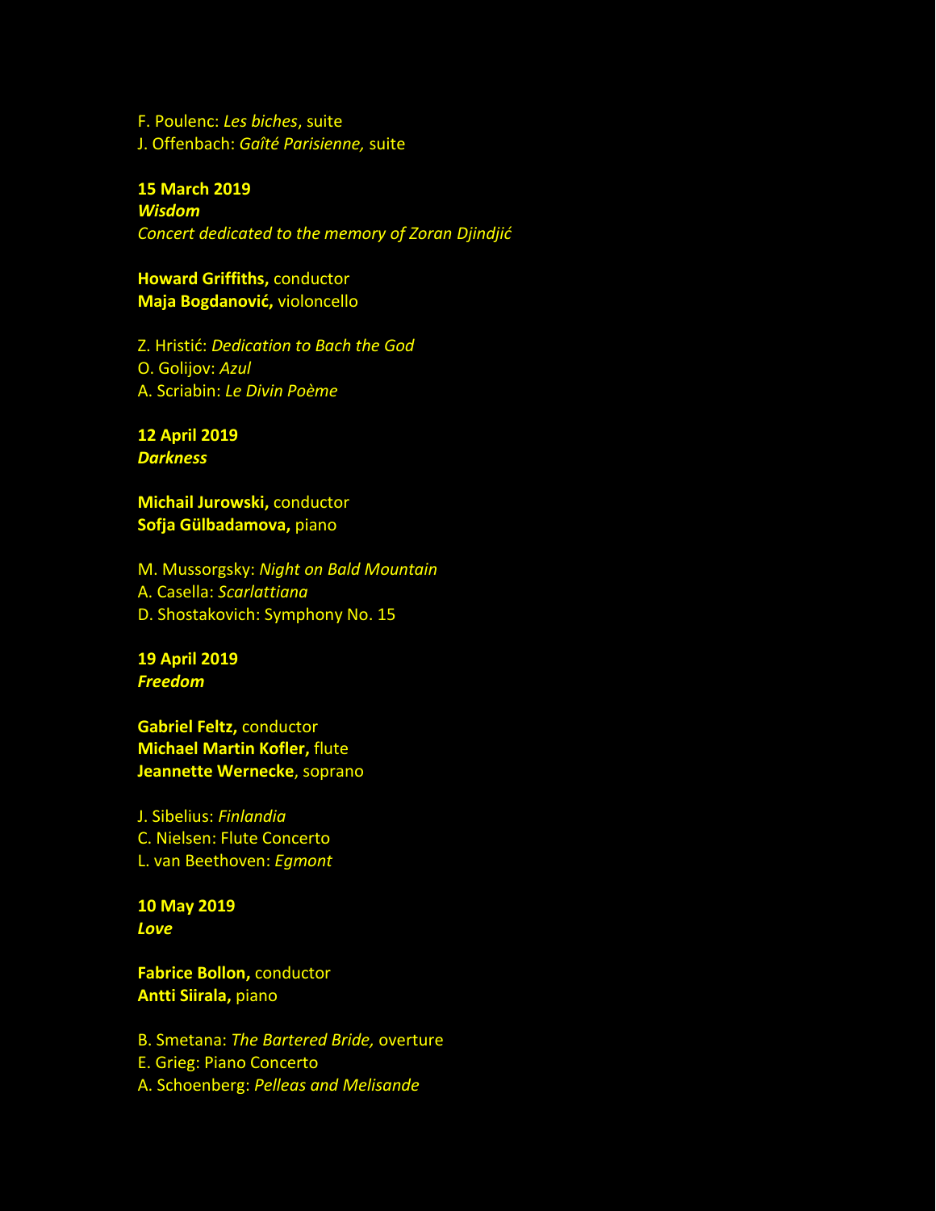F. Poulenc: *Les biches*, suite
J. Offenbach: *Gaîté Parisienne,* suite

**15 March 2019**
***Wisdom***
*Concert dedicated to the memory of Zoran Djindjić*

**Howard Griffiths,** conductor
**Maja Bogdanović,** violoncello

Z. Hristić: *Dedication to Bach the God*
O. Golijov: *Azul*
A. Scriabin: *Le Divin Poème*

**12 April 2019**
***Darkness***

**Michail Jurowski,** conductor
**Sofja Gülbadamova,** piano

M. Mussorgsky: *Night on Bald Mountain*
A. Casella: *Scarlattiana*
D. Shostakovich: Symphony No. 15

**19 April 2019**
***Freedom***

**Gabriel Feltz,** conductor
**Michael Martin Kofler,** flute
**Jeannette Wernecke**, soprano

J. Sibelius: *Finlandia*
C. Nielsen: Flute Concerto
L. van Beethoven: *Egmont*

**10 May 2019**
***Love***

**Fabrice Bollon,** conductor
**Antti Siirala,** piano

B. Smetana: *The Bartered Bride,* overture
E. Grieg: Piano Concerto
A. Schoenberg: *Pelleas and Melisande*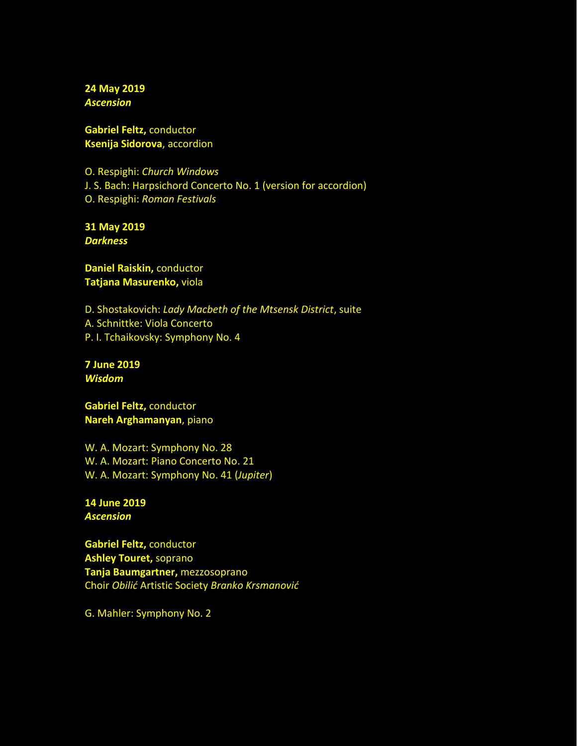**24 May 2019**
***Ascension***

**Gabriel Feltz,** conductor
**Ksenija Sidorova**, accordion

O. Respighi: *Church Windows*
J. S. Bach: Harpsichord Concerto No. 1 (version for accordion)
O. Respighi: *Roman Festivals*

**31 May 2019**
***Darkness***

**Daniel Raiskin,** conductor
**Tatjana Masurenko,** viola

D. Shostakovich: *Lady Macbeth of the Mtsensk District*, suite
A. Schnittke: Viola Concerto
P. I. Tchaikovsky: Symphony No. 4

**7 June 2019**
***Wisdom***

**Gabriel Feltz,** conductor
**Nareh Arghamanyan**, piano

W. A. Mozart: Symphony No. 28
W. A. Mozart: Piano Concerto No. 21
W. A. Mozart: Symphony No. 41 (*Jupiter*)

**14 June 2019**
***Ascension***

**Gabriel Feltz,** conductor
**Ashley Touret,** soprano
**Tanja Baumgartner,** mezzosoprano
Choir *Obilić* Artistic Society *Branko Krsmanović*

G. Mahler: Symphony No. 2